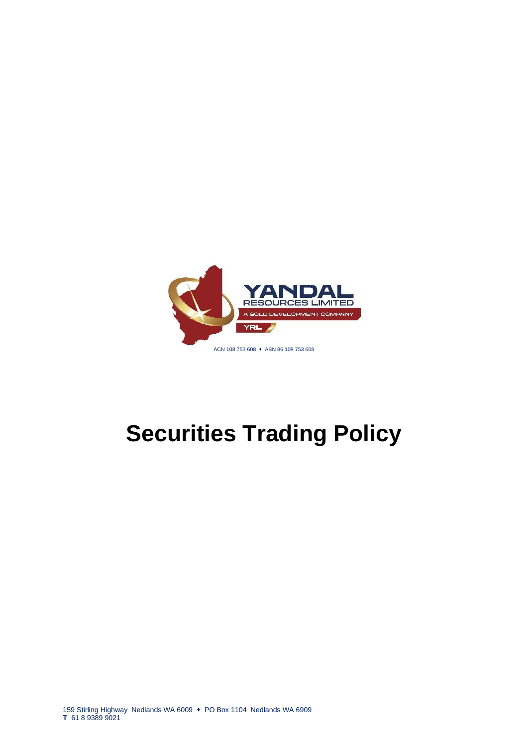YANDAL RESOURCES LIMITED

A GOLD DEVELOPMENT COMPANY

YRL

ACN 108 753 608 ♦ ABN 86 108 753 608

# Securities Trading Policy

159 Stirling Highway Nedlands WA 6009 ♦ PO Box 1104 Nedlands WA 6909
**T** 61 8 9389 9021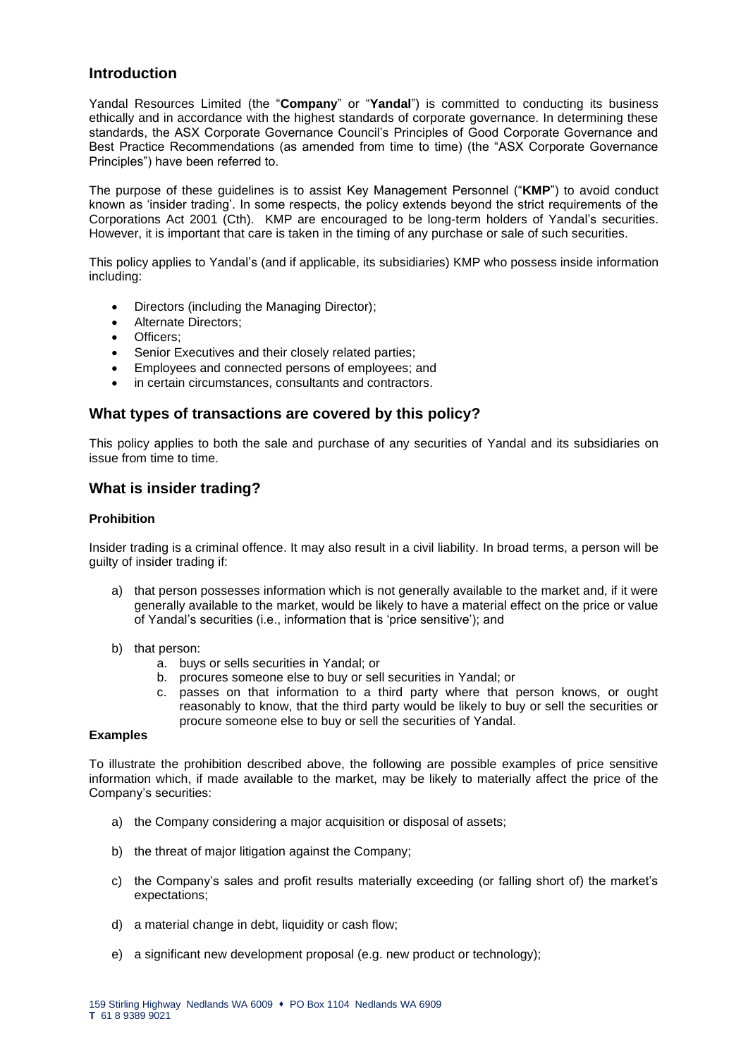## Introduction

Yandal Resources Limited (the "**Company**" or "**Yandal**") is committed to conducting its business ethically and in accordance with the highest standards of corporate governance. In determining these standards, the ASX Corporate Governance Council's Principles of Good Corporate Governance and Best Practice Recommendations (as amended from time to time) (the "ASX Corporate Governance Principles") have been referred to.

The purpose of these guidelines is to assist Key Management Personnel ("**KMP**") to avoid conduct known as 'insider trading'. In some respects, the policy extends beyond the strict requirements of the Corporations Act 2001 (Cth). KMP are encouraged to be long-term holders of Yandal's securities. However, it is important that care is taken in the timing of any purchase or sale of such securities.

This policy applies to Yandal's (and if applicable, its subsidiaries) KMP who possess inside information including:

- Directors (including the Managing Director);
- Alternate Directors;
- Officers;
- Senior Executives and their closely related parties;
- Employees and connected persons of employees; and
- in certain circumstances, consultants and contractors.

## What types of transactions are covered by this policy?

This policy applies to both the sale and purchase of any securities of Yandal and its subsidiaries on issue from time to time.

## What is insider trading?

### Prohibition

Insider trading is a criminal offence. It may also result in a civil liability. In broad terms, a person will be guilty of insider trading if:

a) that person possesses information which is not generally available to the market and, if it were generally available to the market, would be likely to have a material effect on the price or value of Yandal's securities (i.e., information that is 'price sensitive'); and

b) that person:
   a. buys or sells securities in Yandal; or
   b. procures someone else to buy or sell securities in Yandal; or
   c. passes on that information to a third party where that person knows, or ought reasonably to know, that the third party would be likely to buy or sell the securities or procure someone else to buy or sell the securities of Yandal.

### Examples

To illustrate the prohibition described above, the following are possible examples of price sensitive information which, if made available to the market, may be likely to materially affect the price of the Company's securities:

a) the Company considering a major acquisition or disposal of assets;

b) the threat of major litigation against the Company;

c) the Company's sales and profit results materially exceeding (or falling short of) the market's expectations;

d) a material change in debt, liquidity or cash flow;

e) a significant new development proposal (e.g. new product or technology);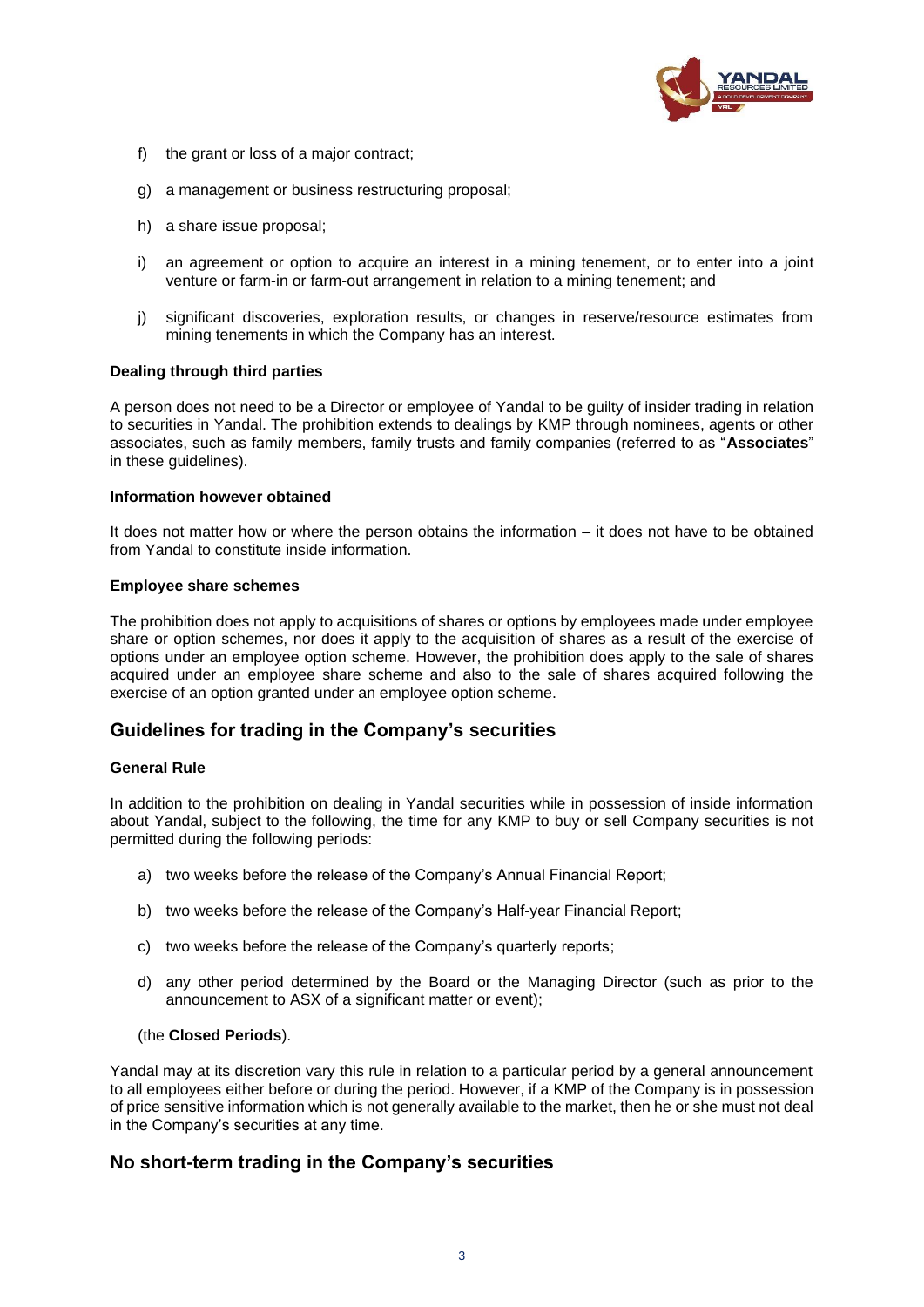f) the grant or loss of a major contract;

g) a management or business restructuring proposal;

h) a share issue proposal;

i) an agreement or option to acquire an interest in a mining tenement, or to enter into a joint venture or farm-in or farm-out arrangement in relation to a mining tenement; and

j) significant discoveries, exploration results, or changes in reserve/resource estimates from mining tenements in which the Company has an interest.

**Dealing through third parties**

A person does not need to be a Director or employee of Yandal to be guilty of insider trading in relation to securities in Yandal. The prohibition extends to dealings by KMP through nominees, agents or other associates, such as family members, family trusts and family companies (referred to as "**Associates**" in these guidelines).

**Information however obtained**

It does not matter how or where the person obtains the information – it does not have to be obtained from Yandal to constitute inside information.

**Employee share schemes**

The prohibition does not apply to acquisitions of shares or options by employees made under employee share or option schemes, nor does it apply to the acquisition of shares as a result of the exercise of options under an employee option scheme. However, the prohibition does apply to the sale of shares acquired under an employee share scheme and also to the sale of shares acquired following the exercise of an option granted under an employee option scheme.

## Guidelines for trading in the Company's securities

**General Rule**

In addition to the prohibition on dealing in Yandal securities while in possession of inside information about Yandal, subject to the following, the time for any KMP to buy or sell Company securities is not permitted during the following periods:

a) two weeks before the release of the Company's Annual Financial Report;

b) two weeks before the release of the Company's Half-year Financial Report;

c) two weeks before the release of the Company's quarterly reports;

d) any other period determined by the Board or the Managing Director (such as prior to the announcement to ASX of a significant matter or event);

(the **Closed Periods**).

Yandal may at its discretion vary this rule in relation to a particular period by a general announcement to all employees either before or during the period. However, if a KMP of the Company is in possession of price sensitive information which is not generally available to the market, then he or she must not deal in the Company's securities at any time.

## No short-term trading in the Company's securities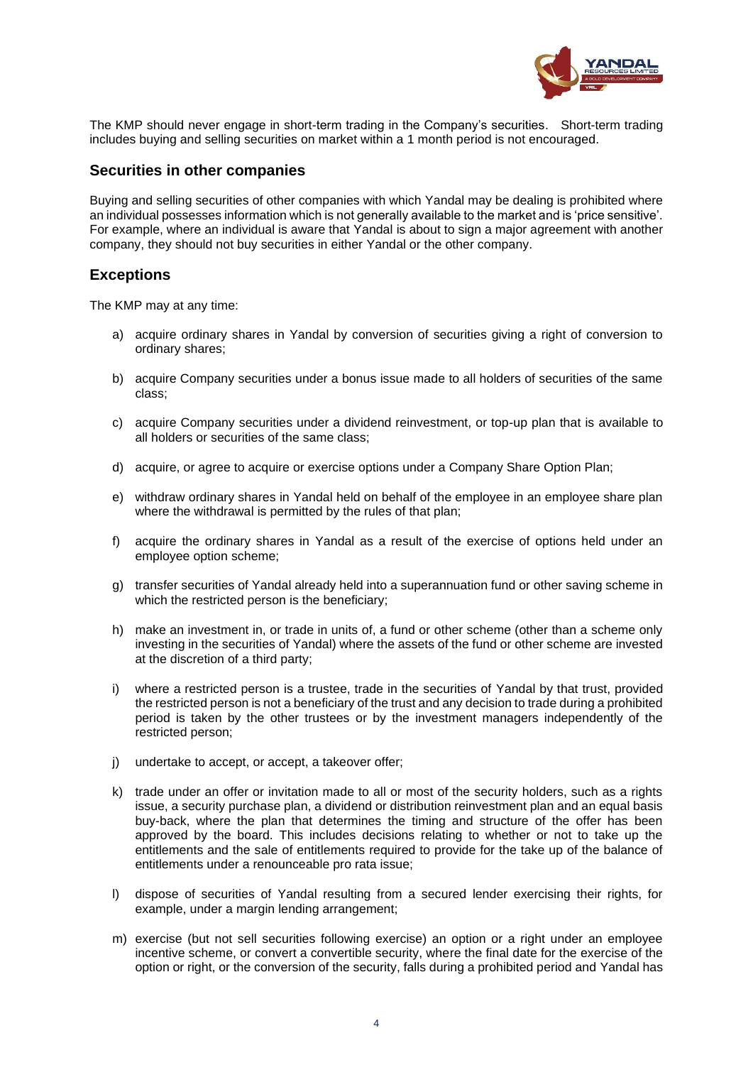The KMP should never engage in short-term trading in the Company's securities. Short-term trading includes buying and selling securities on market within a 1 month period is not encouraged.

## Securities in other companies

Buying and selling securities of other companies with which Yandal may be dealing is prohibited where an individual possesses information which is not generally available to the market and is 'price sensitive'. For example, where an individual is aware that Yandal is about to sign a major agreement with another company, they should not buy securities in either Yandal or the other company.

## Exceptions

The KMP may at any time:

a) acquire ordinary shares in Yandal by conversion of securities giving a right of conversion to ordinary shares;

b) acquire Company securities under a bonus issue made to all holders of securities of the same class;

c) acquire Company securities under a dividend reinvestment, or top-up plan that is available to all holders or securities of the same class;

d) acquire, or agree to acquire or exercise options under a Company Share Option Plan;

e) withdraw ordinary shares in Yandal held on behalf of the employee in an employee share plan where the withdrawal is permitted by the rules of that plan;

f) acquire the ordinary shares in Yandal as a result of the exercise of options held under an employee option scheme;

g) transfer securities of Yandal already held into a superannuation fund or other saving scheme in which the restricted person is the beneficiary;

h) make an investment in, or trade in units of, a fund or other scheme (other than a scheme only investing in the securities of Yandal) where the assets of the fund or other scheme are invested at the discretion of a third party;

i) where a restricted person is a trustee, trade in the securities of Yandal by that trust, provided the restricted person is not a beneficiary of the trust and any decision to trade during a prohibited period is taken by the other trustees or by the investment managers independently of the restricted person;

j) undertake to accept, or accept, a takeover offer;

k) trade under an offer or invitation made to all or most of the security holders, such as a rights issue, a security purchase plan, a dividend or distribution reinvestment plan and an equal basis buy-back, where the plan that determines the timing and structure of the offer has been approved by the board. This includes decisions relating to whether or not to take up the entitlements and the sale of entitlements required to provide for the take up of the balance of entitlements under a renounceable pro rata issue;

l) dispose of securities of Yandal resulting from a secured lender exercising their rights, for example, under a margin lending arrangement;

m) exercise (but not sell securities following exercise) an option or a right under an employee incentive scheme, or convert a convertible security, where the final date for the exercise of the option or right, or the conversion of the security, falls during a prohibited period and Yandal has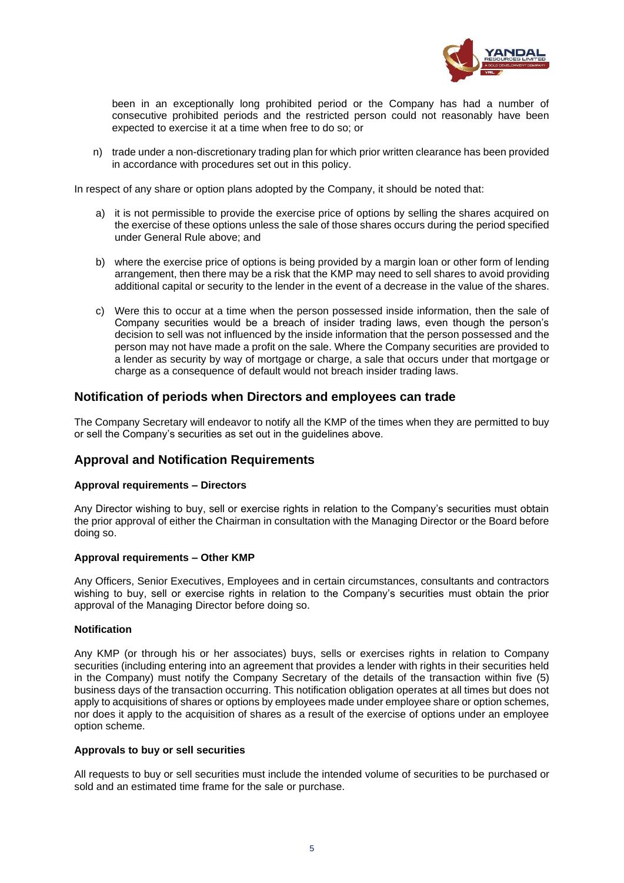been in an exceptionally long prohibited period or the Company has had a number of consecutive prohibited periods and the restricted person could not reasonably have been expected to exercise it at a time when free to do so; or

n) trade under a non-discretionary trading plan for which prior written clearance has been provided in accordance with procedures set out in this policy.

In respect of any share or option plans adopted by the Company, it should be noted that:

a) it is not permissible to provide the exercise price of options by selling the shares acquired on the exercise of these options unless the sale of those shares occurs during the period specified under General Rule above; and

b) where the exercise price of options is being provided by a margin loan or other form of lending arrangement, then there may be a risk that the KMP may need to sell shares to avoid providing additional capital or security to the lender in the event of a decrease in the value of the shares.

c) Were this to occur at a time when the person possessed inside information, then the sale of Company securities would be a breach of insider trading laws, even though the person's decision to sell was not influenced by the inside information that the person possessed and the person may not have made a profit on the sale. Where the Company securities are provided to a lender as security by way of mortgage or charge, a sale that occurs under that mortgage or charge as a consequence of default would not breach insider trading laws.

## Notification of periods when Directors and employees can trade

The Company Secretary will endeavor to notify all the KMP of the times when they are permitted to buy or sell the Company's securities as set out in the guidelines above.

## Approval and Notification Requirements

**Approval requirements – Directors**

Any Director wishing to buy, sell or exercise rights in relation to the Company's securities must obtain the prior approval of either the Chairman in consultation with the Managing Director or the Board before doing so.

**Approval requirements – Other KMP**

Any Officers, Senior Executives, Employees and in certain circumstances, consultants and contractors wishing to buy, sell or exercise rights in relation to the Company's securities must obtain the prior approval of the Managing Director before doing so.

**Notification**

Any KMP (or through his or her associates) buys, sells or exercises rights in relation to Company securities (including entering into an agreement that provides a lender with rights in their securities held in the Company) must notify the Company Secretary of the details of the transaction within five (5) business days of the transaction occurring. This notification obligation operates at all times but does not apply to acquisitions of shares or options by employees made under employee share or option schemes, nor does it apply to the acquisition of shares as a result of the exercise of options under an employee option scheme.

**Approvals to buy or sell securities**

All requests to buy or sell securities must include the intended volume of securities to be purchased or sold and an estimated time frame for the sale or purchase.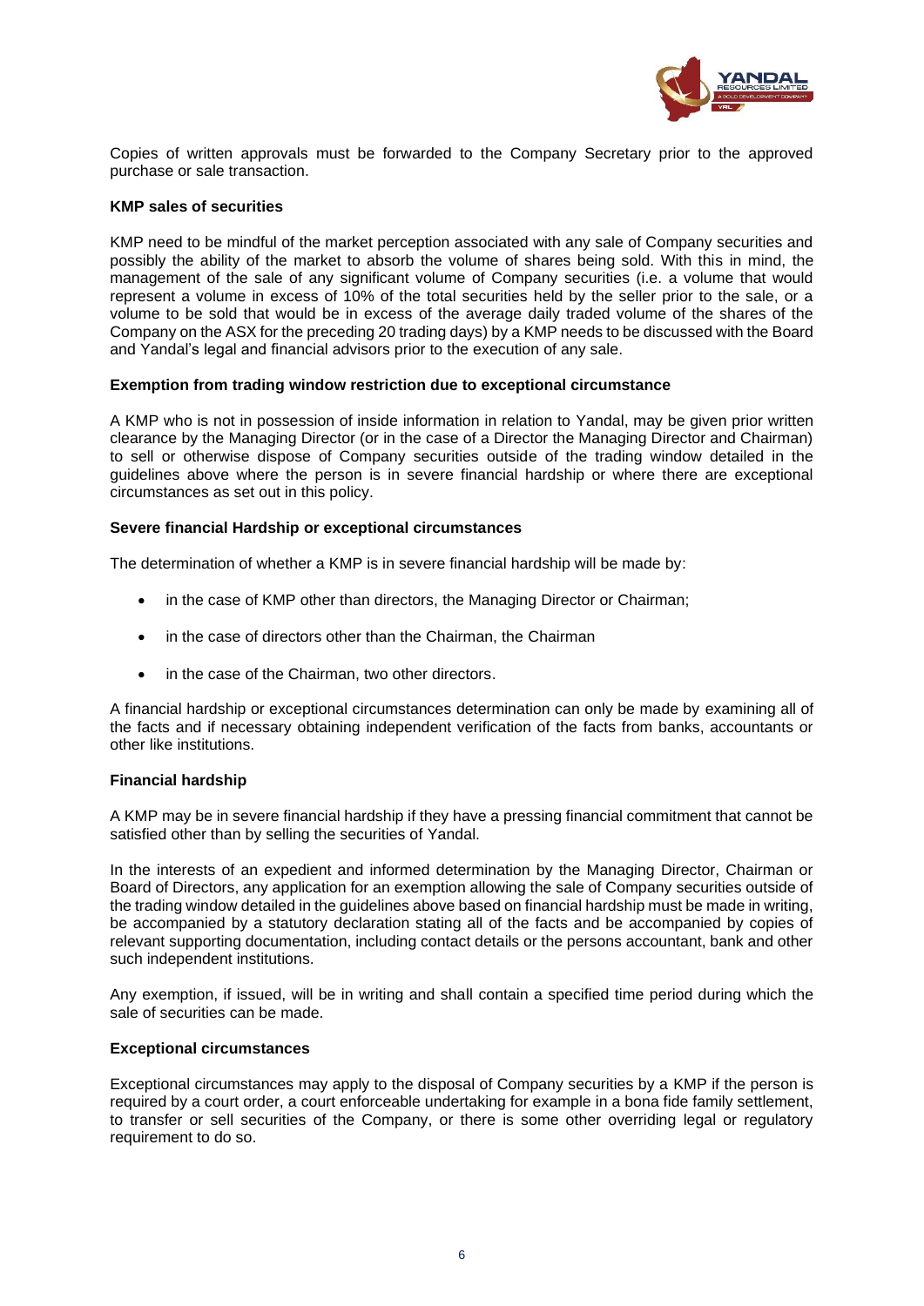Copies of written approvals must be forwarded to the Company Secretary prior to the approved purchase or sale transaction.

**KMP sales of securities**

KMP need to be mindful of the market perception associated with any sale of Company securities and possibly the ability of the market to absorb the volume of shares being sold. With this in mind, the management of the sale of any significant volume of Company securities (i.e. a volume that would represent a volume in excess of 10% of the total securities held by the seller prior to the sale, or a volume to be sold that would be in excess of the average daily traded volume of the shares of the Company on the ASX for the preceding 20 trading days) by a KMP needs to be discussed with the Board and Yandal's legal and financial advisors prior to the execution of any sale.

**Exemption from trading window restriction due to exceptional circumstance**

A KMP who is not in possession of inside information in relation to Yandal, may be given prior written clearance by the Managing Director (or in the case of a Director the Managing Director and Chairman) to sell or otherwise dispose of Company securities outside of the trading window detailed in the guidelines above where the person is in severe financial hardship or where there are exceptional circumstances as set out in this policy.

**Severe financial Hardship or exceptional circumstances**

The determination of whether a KMP is in severe financial hardship will be made by:

- in the case of KMP other than directors, the Managing Director or Chairman;
- in the case of directors other than the Chairman, the Chairman
- in the case of the Chairman, two other directors.

A financial hardship or exceptional circumstances determination can only be made by examining all of the facts and if necessary obtaining independent verification of the facts from banks, accountants or other like institutions.

**Financial hardship**

A KMP may be in severe financial hardship if they have a pressing financial commitment that cannot be satisfied other than by selling the securities of Yandal.

In the interests of an expedient and informed determination by the Managing Director, Chairman or Board of Directors, any application for an exemption allowing the sale of Company securities outside of the trading window detailed in the guidelines above based on financial hardship must be made in writing, be accompanied by a statutory declaration stating all of the facts and be accompanied by copies of relevant supporting documentation, including contact details or the persons accountant, bank and other such independent institutions.

Any exemption, if issued, will be in writing and shall contain a specified time period during which the sale of securities can be made.

**Exceptional circumstances**

Exceptional circumstances may apply to the disposal of Company securities by a KMP if the person is required by a court order, a court enforceable undertaking for example in a bona fide family settlement, to transfer or sell securities of the Company, or there is some other overriding legal or regulatory requirement to do so.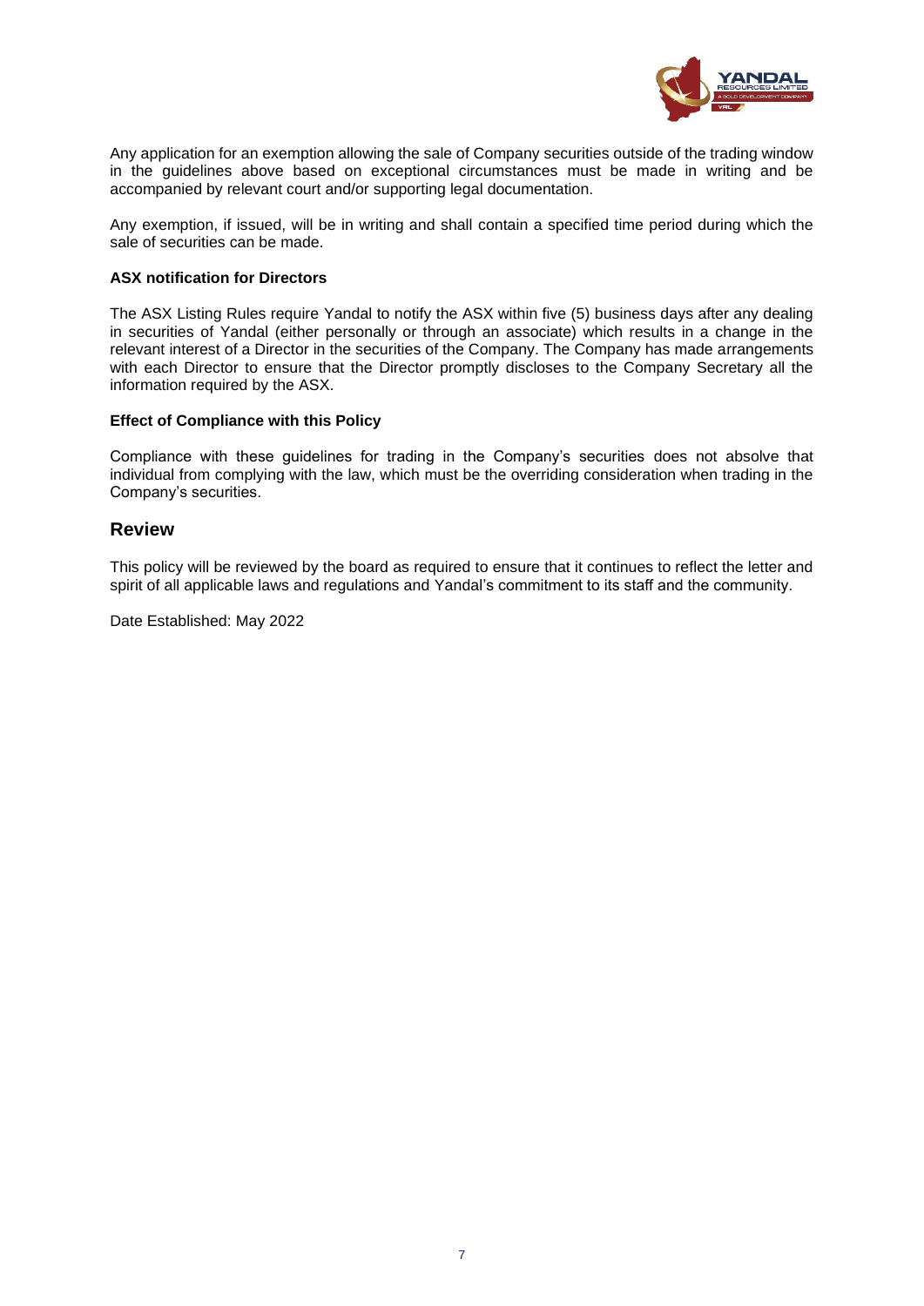Any application for an exemption allowing the sale of Company securities outside of the trading window in the guidelines above based on exceptional circumstances must be made in writing and be accompanied by relevant court and/or supporting legal documentation.

Any exemption, if issued, will be in writing and shall contain a specified time period during which the sale of securities can be made.

**ASX notification for Directors**

The ASX Listing Rules require Yandal to notify the ASX within five (5) business days after any dealing in securities of Yandal (either personally or through an associate) which results in a change in the relevant interest of a Director in the securities of the Company. The Company has made arrangements with each Director to ensure that the Director promptly discloses to the Company Secretary all the information required by the ASX.

**Effect of Compliance with this Policy**

Compliance with these guidelines for trading in the Company's securities does not absolve that individual from complying with the law, which must be the overriding consideration when trading in the Company's securities.

## Review

This policy will be reviewed by the board as required to ensure that it continues to reflect the letter and spirit of all applicable laws and regulations and Yandal's commitment to its staff and the community.

Date Established: May 2022